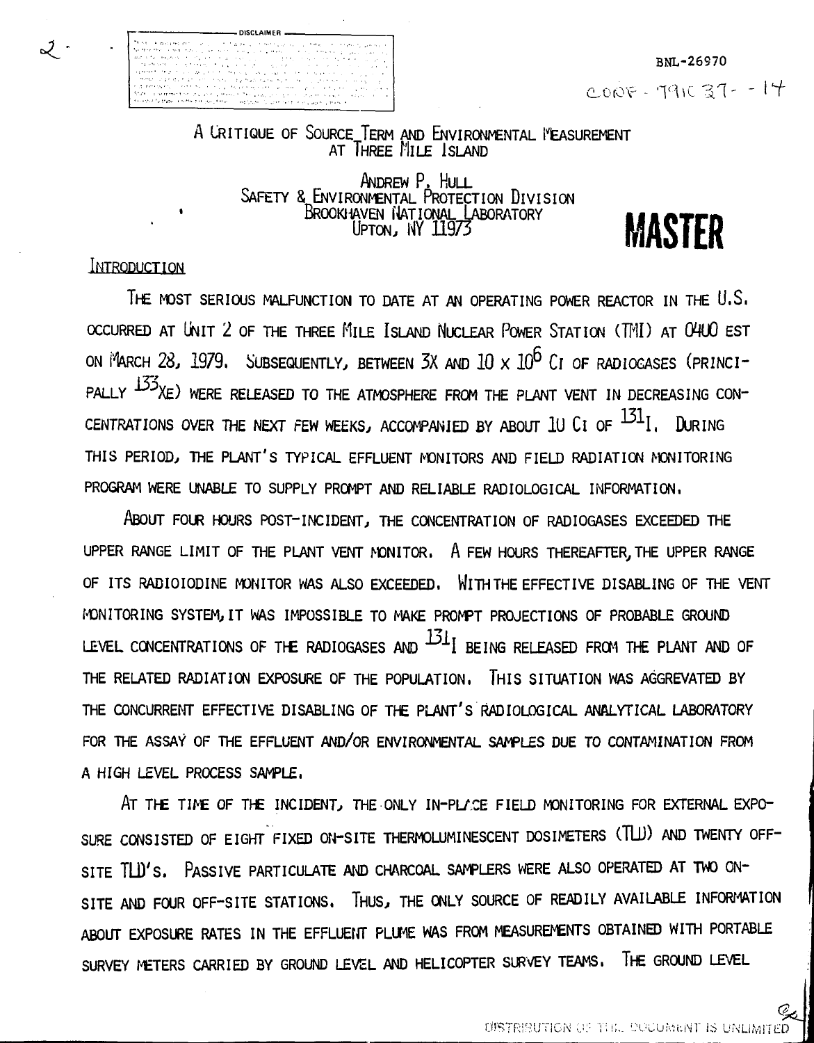BNL-26970

CONF-791037--14

# A Critique of Source Term and Environmental Measurement at Three Mile Island

Andrew P. Hull
Safety & Environmental Protection Division
Brookhaven National Laboratory
Upton, NY 11973

MASTER

## Introduction

The most serious malfunction to date at an operating power reactor in the U.S. occurred at Unit 2 of the Three Mile Island Nuclear Power Station (TMI) at 0400 EST on March 28, 1979. Subsequently, between 3X and $10 \times 10^6$ Ci of radiogases (principally $^{133}Xe$) were released to the atmosphere from the plant vent in decreasing concentrations over the next few weeks, accompanied by about 10 Ci of $^{131}I$. During this period, the plant's typical effluent monitors and field radiation monitoring program were unable to supply prompt and reliable radiological information.

About four hours post-incident, the concentration of radiogases exceeded the upper range limit of the plant vent monitor. A few hours thereafter, the upper range of its radioiodine monitor was also exceeded. With the effective disabling of the vent monitoring system, it was impossible to make prompt projections of probable ground level concentrations of the radiogases and $^{131}I$ being released from the plant and of the related radiation exposure of the population. This situation was aggrevated by the concurrent effective disabling of the plant's radiological analytical laboratory for the assay of the effluent and/or environmental samples due to contamination from a high level process sample.

At the time of the incident, the only in-place field monitoring for external exposure consisted of eight fixed on-site thermoluminescent dosimeters (TLD) and twenty off-site TLD's. Passive particulate and charcoal samplers were also operated at two on-site and four off-site stations. Thus, the only source of readily available information about exposure rates in the effluent plume was from measurements obtained with portable survey meters carried by ground level and helicopter survey teams. The ground level

DISTRIBUTION OF THIS DOCUMENT IS UNLIMITED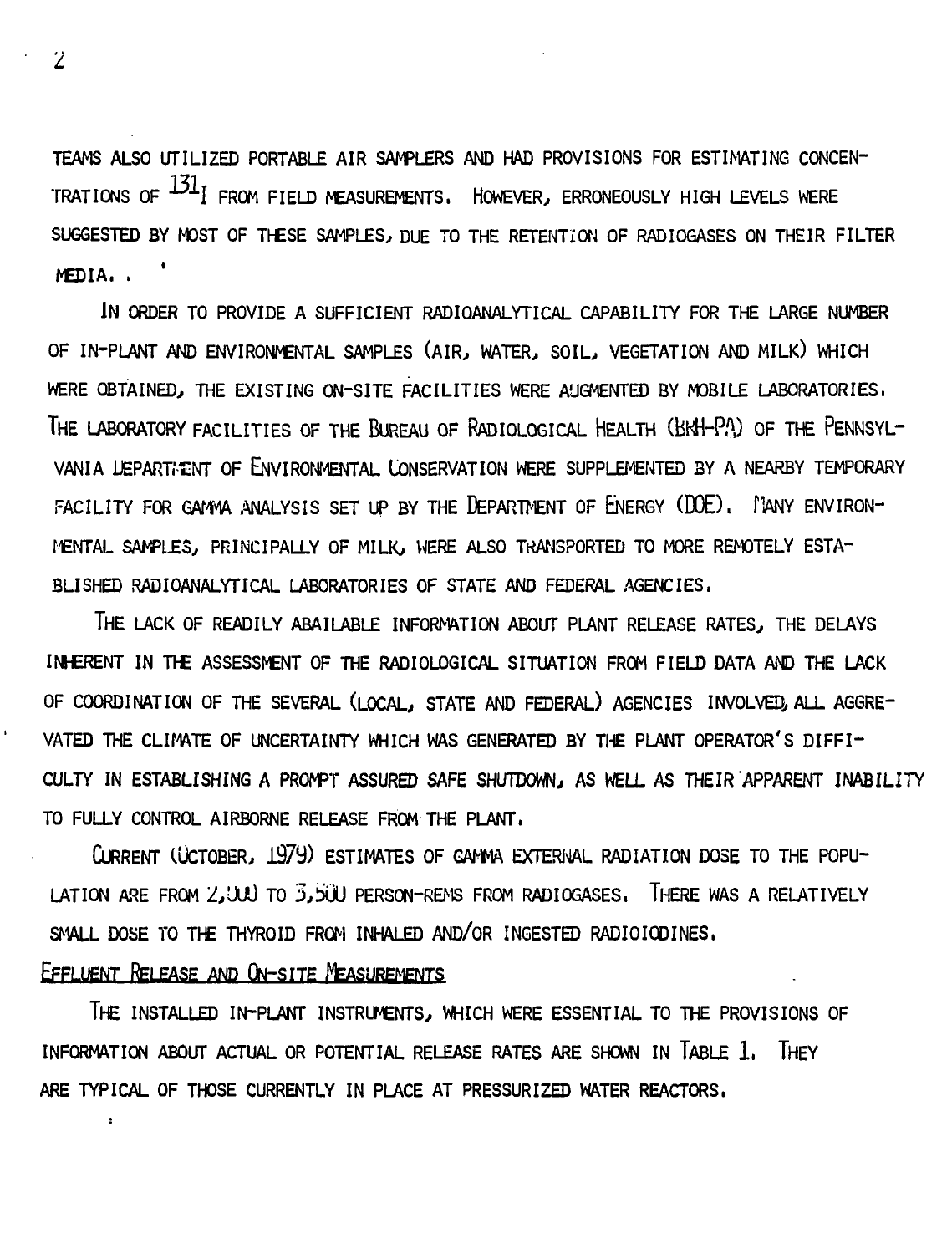TEAMS ALSO UTILIZED PORTABLE AIR SAMPLERS AND HAD PROVISIONS FOR ESTIMATING CONCENTRATIONS OF $^{131}I$ FROM FIELD MEASUREMENTS. HOWEVER, ERRONEOUSLY HIGH LEVELS WERE SUGGESTED BY MOST OF THESE SAMPLES, DUE TO THE RETENTION OF RADIOGASES ON THEIR FILTER MEDIA. .

IN ORDER TO PROVIDE A SUFFICIENT RADIOANALYTICAL CAPABILITY FOR THE LARGE NUMBER OF IN-PLANT AND ENVIRONMENTAL SAMPLES (AIR, WATER, SOIL, VEGETATION AND MILK) WHICH WERE OBTAINED, THE EXISTING ON-SITE FACILITIES WERE AUGMENTED BY MOBILE LABORATORIES. THE LABORATORY FACILITIES OF THE BUREAU OF RADIOLOGICAL HEALTH (BRH-PA) OF THE PENNSYLVANIA DEPARTMENT OF ENVIRONMENTAL CONSERVATION WERE SUPPLEMENTED BY A NEARBY TEMPORARY FACILITY FOR GAMMA ANALYSIS SET UP BY THE DEPARTMENT OF ENERGY (DOE). MANY ENVIRONMENTAL SAMPLES, PRINCIPALLY OF MILK, WERE ALSO TRANSPORTED TO MORE REMOTELY ESTABLISHED RADIOANALYTICAL LABORATORIES OF STATE AND FEDERAL AGENCIES.

THE LACK OF READILY ABAILABLE INFORMATION ABOUT PLANT RELEASE RATES, THE DELAYS INHERENT IN THE ASSESSMENT OF THE RADIOLOGICAL SITUATION FROM FIELD DATA AND THE LACK OF COORDINATION OF THE SEVERAL (LOCAL, STATE AND FEDERAL) AGENCIES INVOLVED, ALL AGGREVATED THE CLIMATE OF UNCERTAINTY WHICH WAS GENERATED BY THE PLANT OPERATOR'S DIFFICULTY IN ESTABLISHING A PROMPT ASSURED SAFE SHUTDOWN, AS WELL AS THEIR APPARENT INABILITY TO FULLY CONTROL AIRBORNE RELEASE FROM THE PLANT.

CURRENT (OCTOBER, 1979) ESTIMATES OF GAMMA EXTERNAL RADIATION DOSE TO THE POPULATION ARE FROM 2,000 TO 3,500 PERSON-REMS FROM RADIOGASES. THERE WAS A RELATIVELY SMALL DOSE TO THE THYROID FROM INHALED AND/OR INGESTED RADIOIODINES.

## EFFLUENT RELEASE AND ON-SITE MEASUREMENTS

THE INSTALLED IN-PLANT INSTRUMENTS, WHICH WERE ESSENTIAL TO THE PROVISIONS OF INFORMATION ABOUT ACTUAL OR POTENTIAL RELEASE RATES ARE SHOWN IN TABLE 1. THEY ARE TYPICAL OF THOSE CURRENTLY IN PLACE AT PRESSURIZED WATER REACTORS.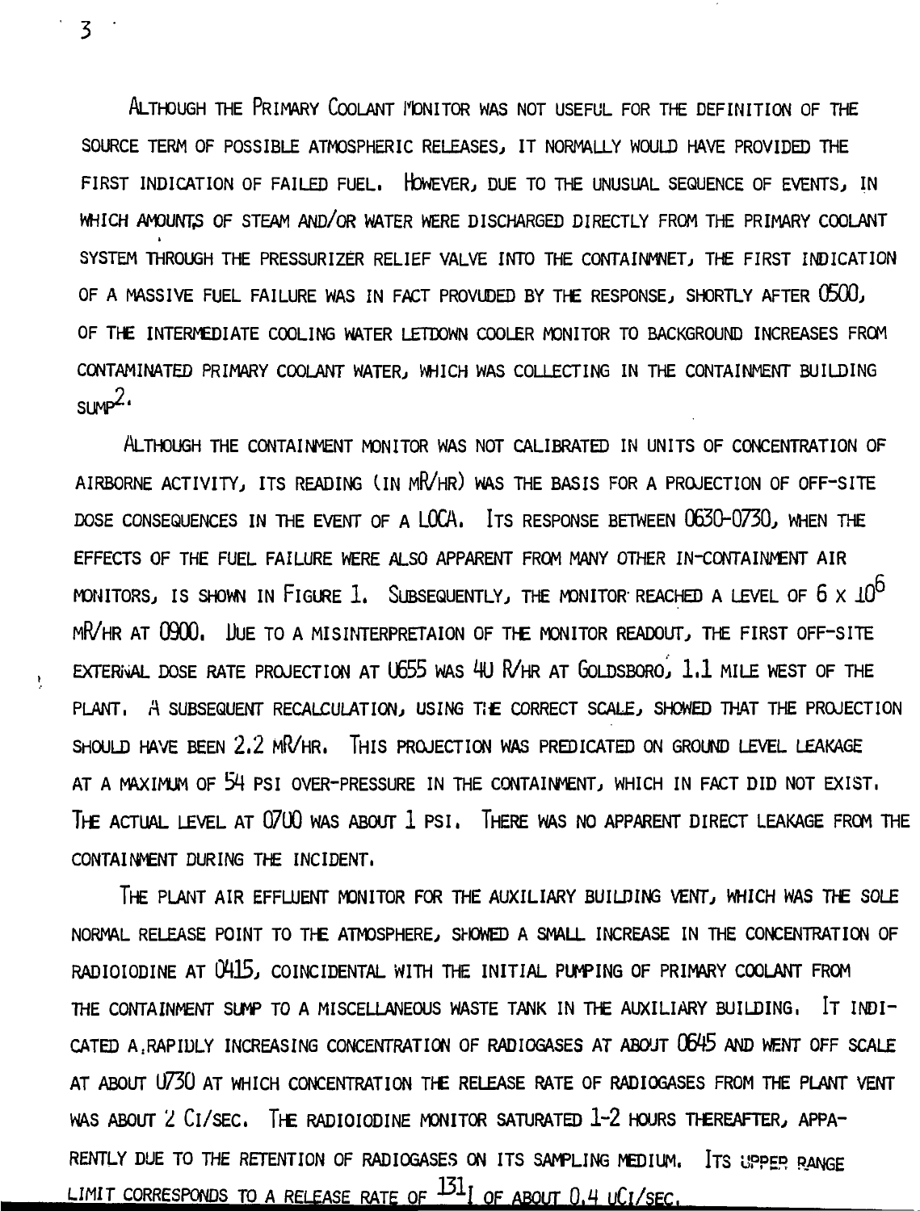Although the Primary Coolant Monitor was not useful for the definition of the source term of possible atmospheric releases, it normally would have provided the first indication of failed fuel. However, due to the unusual sequence of events, in which amounts of steam and/or water were discharged directly from the primary coolant system through the pressurizer relief valve into the containmnet, the first indication of a massive fuel failure was in fact provuded by the response, shortly after 0500, of the intermediate cooling water letdown cooler monitor to background increases from contaminated primary coolant water, which was collecting in the containment building sump[2].

Although the containment monitor was not calibrated in units of concentration of airborne activity, its reading (in mR/hr) was the basis for a projection of off-site dose consequences in the event of a LOCA. Its response between 0630-0730, when the effects of the fuel failure were also apparent from many other in-containment air monitors, is shown in Figure 1. Subsequently, the monitor reached a level of $6 \times 10^6$ mR/hr at 0900. Due to a misinterpretaion of the monitor readout, the first off-site external dose rate projection at 0655 was 40 R/hr at Goldsboro, 1.1 mile west of the plant. A subsequent recalculation, using the correct scale, showed that the projection should have been 2.2 mR/hr. This projection was predicated on ground level leakage at a maximum of 54 psi over-pressure in the containment, which in fact did not exist. The actual level at 0700 was about 1 psi. There was no apparent direct leakage from the containment during the incident.

The plant air effluent monitor for the auxiliary building vent, which was the sole normal release point to the atmosphere, showed a small increase in the concentration of radioiodine at 0415, coincidental with the initial pumping of primary coolant from the containment sump to a miscellaneous waste tank in the auxiliary building. It indicated a rapidly increasing concentration of radiogases at about 0645 and went off scale at about 0730 at which concentration the release rate of radiogases from the plant vent was about 2 Ci/sec. The radioiodine monitor saturated 1-2 hours thereafter, apparently due to the retention of radiogases on its sampling medium. Its upper range limit corresponds to a release rate of $^{131}I$ of about 0.4 $\mu Ci/sec$.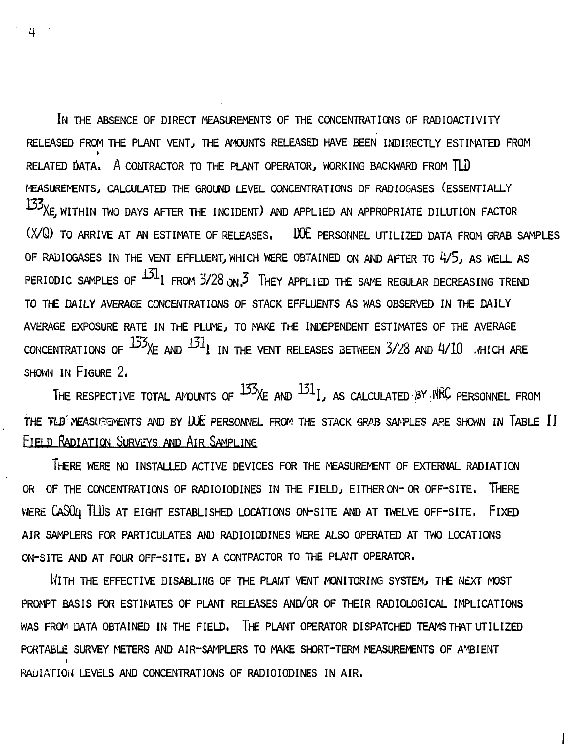IN THE ABSENCE OF DIRECT MEASUREMENTS OF THE CONCENTRATIONS OF RADIOACTIVITY RELEASED FROM THE PLANT VENT, THE AMOUNTS RELEASED HAVE BEEN INDIRECTLY ESTIMATED FROM RELATED DATA. A CONTRACTOR TO THE PLANT OPERATOR, WORKING BACKWARD FROM TLD MEASUREMENTS, CALCULATED THE GROUND LEVEL CONCENTRATIONS OF RADIOGASES (ESSENTIALLY $^{133}$XE, WITHIN TWO DAYS AFTER THE INCIDENT) AND APPLIED AN APPROPRIATE DILUTION FACTOR (X/Q) TO ARRIVE AT AN ESTIMATE OF RELEASES. DOE PERSONNEL UTILIZED DATA FROM GRAB SAMPLES OF RADIOGASES IN THE VENT EFFLUENT, WHICH WERE OBTAINED ON AND AFTER TO 4/5, AS WELL AS PERIODIC SAMPLES OF $^{131}$I FROM 3/28 ON.[3] THEY APPLIED THE SAME REGULAR DECREASING TREND TO THE DAILY AVERAGE CONCENTRATIONS OF STACK EFFLUENTS AS WAS OBSERVED IN THE DAILY AVERAGE EXPOSURE RATE IN THE PLUME, TO MAKE THE INDEPENDENT ESTIMATES OF THE AVERAGE CONCENTRATIONS OF $^{133}$XE AND $^{131}$I IN THE VENT RELEASES BETWEEN 3/28 AND 4/10 WHICH ARE SHOWN IN FIGURE 2.

THE RESPECTIVE TOTAL AMOUNTS OF $^{133}$XE AND $^{131}$I, AS CALCULATED BY NRC PERSONNEL FROM THE TLD MEASUREMENTS AND BY DOE PERSONNEL FROM THE STACK GRAB SAMPLES ARE SHOWN IN TABLE II

## FIELD RADIATION SURVEYS AND AIR SAMPLING

THERE WERE NO INSTALLED ACTIVE DEVICES FOR THE MEASUREMENT OF EXTERNAL RADIATION OR OF THE CONCENTRATIONS OF RADIOIODINES IN THE FIELD, EITHER ON- OR OFF-SITE. THERE WERE $CaSO_4$ TLDS AT EIGHT ESTABLISHED LOCATIONS ON-SITE AND AT TWELVE OFF-SITE. FIXED AIR SAMPLERS FOR PARTICULATES AND RADIOIODINES WERE ALSO OPERATED AT TWO LOCATIONS ON-SITE AND AT FOUR OFF-SITE, BY A CONTRACTOR TO THE PLANT OPERATOR.

WITH THE EFFECTIVE DISABLING OF THE PLANT VENT MONITORING SYSTEM, THE NEXT MOST PROMPT BASIS FOR ESTIMATES OF PLANT RELEASES AND/OR OF THEIR RADIOLOGICAL IMPLICATIONS WAS FROM DATA OBTAINED IN THE FIELD. THE PLANT OPERATOR DISPATCHED TEAMS THAT UTILIZED PORTABLE SURVEY METERS AND AIR-SAMPLERS TO MAKE SHORT-TERM MEASUREMENTS OF AMBIENT RADIATION LEVELS AND CONCENTRATIONS OF RADIOIODINES IN AIR.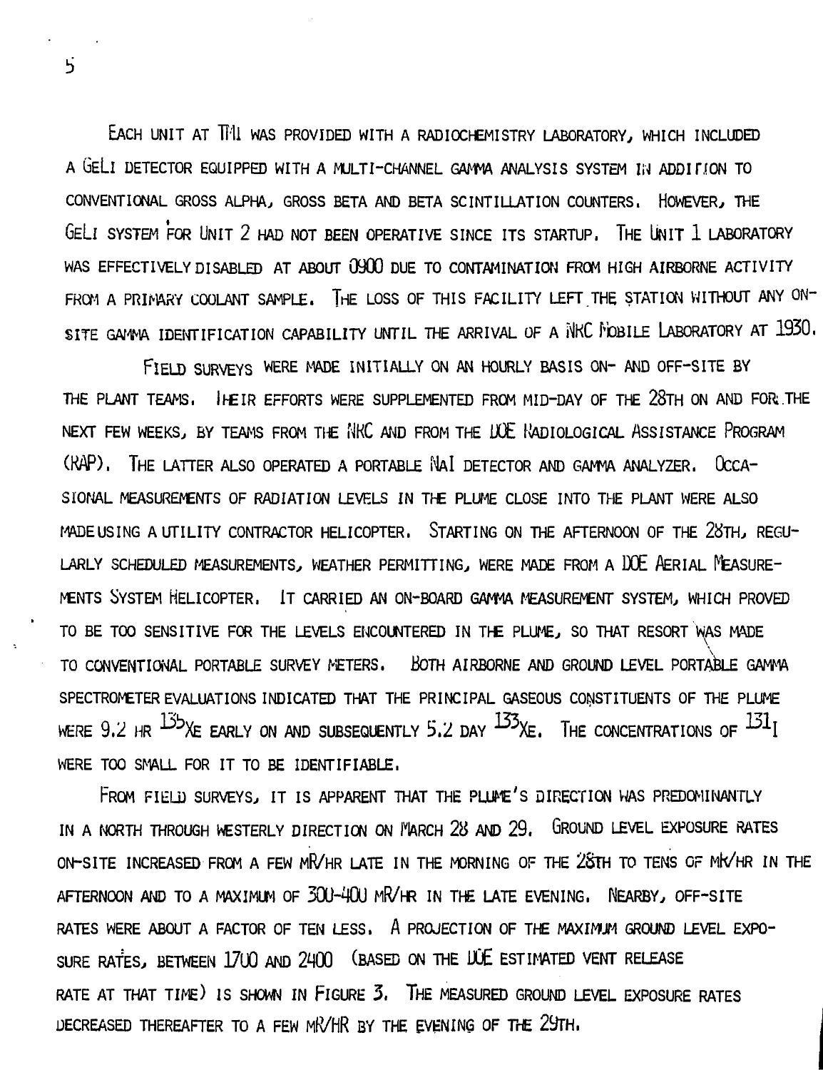EACH UNIT AT TMI WAS PROVIDED WITH A RADIOCHEMISTRY LABORATORY, WHICH INCLUDED A GELI DETECTOR EQUIPPED WITH A MULTI-CHANNEL GAMMA ANALYSIS SYSTEM IN ADDITION TO CONVENTIONAL GROSS ALPHA, GROSS BETA AND BETA SCINTILLATION COUNTERS. HOWEVER, THE GELI SYSTEM FOR UNIT 2 HAD NOT BEEN OPERATIVE SINCE ITS STARTUP. THE UNIT 1 LABORATORY WAS EFFECTIVELY DISABLED AT ABOUT 0900 DUE TO CONTAMINATION FROM HIGH AIRBORNE ACTIVITY FROM A PRIMARY COOLANT SAMPLE. THE LOSS OF THIS FACILITY LEFT THE STATION WITHOUT ANY ON-SITE GAMMA IDENTIFICATION CAPABILITY UNTIL THE ARRIVAL OF A NRC MOBILE LABORATORY AT 1930.

FIELD SURVEYS WERE MADE INITIALLY ON AN HOURLY BASIS ON- AND OFF-SITE BY THE PLANT TEAMS. THEIR EFFORTS WERE SUPPLEMENTED FROM MID-DAY OF THE 28TH ON AND FOR THE NEXT FEW WEEKS, BY TEAMS FROM THE NRC AND FROM THE DOE RADIOLOGICAL ASSISTANCE PROGRAM (RAP). THE LATTER ALSO OPERATED A PORTABLE NAI DETECTOR AND GAMMA ANALYZER. OCCASIONAL MEASUREMENTS OF RADIATION LEVELS IN THE PLUME CLOSE INTO THE PLANT WERE ALSO MADE USING A UTILITY CONTRACTOR HELICOPTER. STARTING ON THE AFTERNOON OF THE 28TH, REGULARLY SCHEDULED MEASUREMENTS, WEATHER PERMITTING, WERE MADE FROM A DOE AERIAL MEASUREMENTS SYSTEM HELICOPTER. IT CARRIED AN ON-BOARD GAMMA MEASUREMENT SYSTEM, WHICH PROVED TO BE TOO SENSITIVE FOR THE LEVELS ENCOUNTERED IN THE PLUME, SO THAT RESORT WAS MADE TO CONVENTIONAL PORTABLE SURVEY METERS. BOTH AIRBORNE AND GROUND LEVEL PORTABLE GAMMA SPECTROMETER EVALUATIONS INDICATED THAT THE PRINCIPAL GASEOUS CONSTITUENTS OF THE PLUME WERE 9.2 HR $^{135}$XE EARLY ON AND SUBSEQUENTLY 5.2 DAY $^{133}$XE. THE CONCENTRATIONS OF $^{131}$I WERE TOO SMALL FOR IT TO BE IDENTIFIABLE.

FROM FIELD SURVEYS, IT IS APPARENT THAT THE PLUME'S DIRECTION WAS PREDOMINANTLY IN A NORTH THROUGH WESTERLY DIRECTION ON MARCH 28 AND 29. GROUND LEVEL EXPOSURE RATES ON-SITE INCREASED FROM A FEW MR/HR LATE IN THE MORNING OF THE 28TH TO TENS OF MR/HR IN THE AFTERNOON AND TO A MAXIMUM OF 300-400 MR/HR IN THE LATE EVENING. NEARBY, OFF-SITE RATES WERE ABOUT A FACTOR OF TEN LESS. A PROJECTION OF THE MAXIMUM GROUND LEVEL EXPOSURE RATES, BETWEEN 1700 AND 2400 (BASED ON THE DOE ESTIMATED VENT RELEASE RATE AT THAT TIME) IS SHOWN IN FIGURE 3. THE MEASURED GROUND LEVEL EXPOSURE RATES DECREASED THEREAFTER TO A FEW MR/HR BY THE EVENING OF THE 29TH.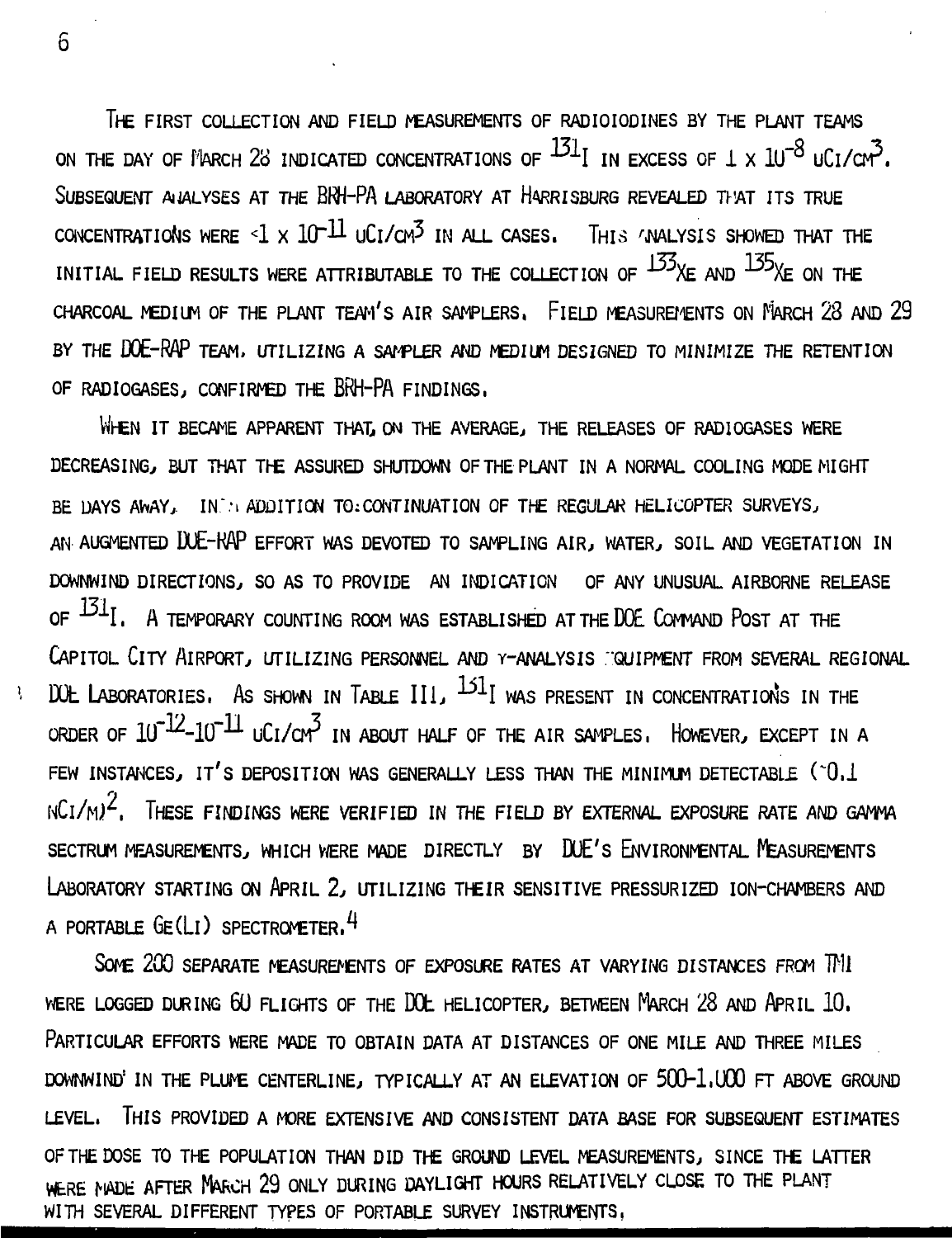The first collection and field measurements of radioiodines by the plant teams on the day of March 28 indicated concentrations of $^{131}I$ in excess of $1 \times 10^{-8}$ uCi/cm$^3$. Subsequent analyses at the BRH-PA laboratory at Harrisburg revealed that its true concentrations were $<1 \times 10^{-11}$ uCi/cm$^3$ in all cases. This analysis showed that the initial field results were attributable to the collection of $^{133}Xe$ and $^{135}Xe$ on the charcoal medium of the plant team's air samplers. Field measurements on March 28 and 29 by the DOE-RAP team, utilizing a sampler and medium designed to minimize the retention of radiogases, confirmed the BRH-PA findings.

When it became apparent that, on the average, the releases of radiogases were decreasing, but that the assured shutdown of the plant in a normal cooling mode might be days away, in addition to continuation of the regular helicopter surveys, an augmented DOE-RAP effort was devoted to sampling air, water, soil and vegetation in downwind directions, so as to provide an indication of any unusual airborne release of $^{131}I$. A temporary counting room was established at the DOE Command Post at the Capitol City Airport, utilizing personnel and γ-analysis equipment from several regional DOE Laboratories. As shown in Table III, $^{131}I$ was present in concentrations in the order of $10^{-12}$-$10^{-11}$ uCi/cm$^3$ in about half of the air samples. However, except in a few instances, it's deposition was generally less than the minimum detectable (~0.1 nCi/m)$^2$. These findings were verified in the field by external exposure rate and gamma sectrum measurements, which were made directly by DOE's Environmental Measurements Laboratory starting on April 2, utilizing their sensitive pressurized ion-chambers and a portable Ge(Li) spectrometer.[4]

Some 200 separate measurements of exposure rates at varying distances from TMI were logged during 60 flights of the DOE helicopter, between March 28 and April 10. Particular efforts were made to obtain data at distances of one mile and three miles downwind in the plume centerline, typically at an elevation of 500-1,000 ft above ground level. This provided a more extensive and consistent data base for subsequent estimates of the dose to the population than did the ground level measurements, since the latter were made after March 29 only during daylight hours relatively close to the plant with several different types of portable survey instruments.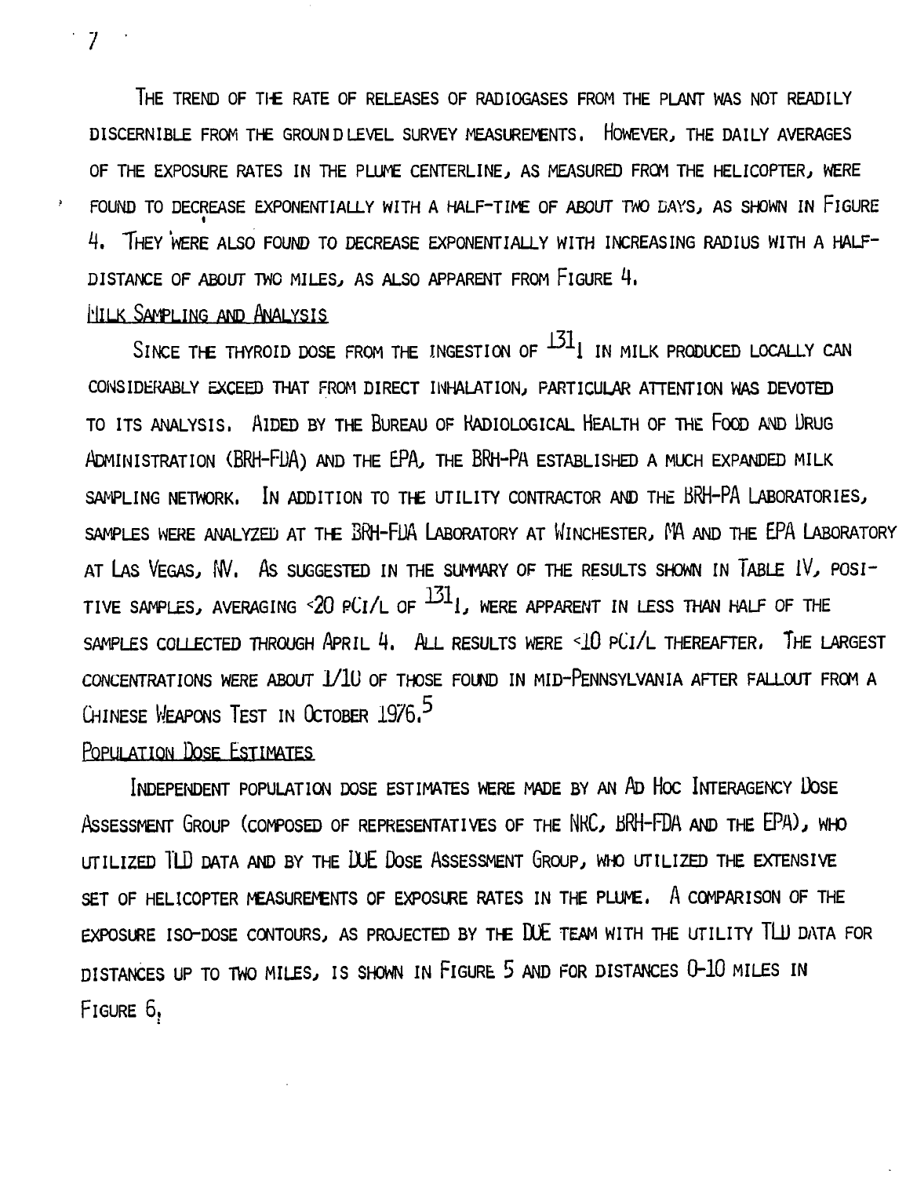The trend of the rate of releases of radiogases from the plant was not readily discernible from the ground level survey measurements. However, the daily averages of the exposure rates in the plume centerline, as measured from the helicopter, were found to decrease exponentially with a half-time of about two days, as shown in Figure 4. They were also found to decrease exponentially with increasing radius with a half-distance of about two miles, as also apparent from Figure 4.

## Milk Sampling and Analysis

Since the thyroid dose from the ingestion of $^{131}I$ in milk produced locally can considerably exceed that from direct inhalation, particular attention was devoted to its analysis. Aided by the Bureau of Radiological Health of the Food and Drug Administration (BRH-FDA) and the EPA, the BRH-PA established a much expanded milk sampling network. In addition to the utility contractor and the BRH-PA Laboratories, samples were analyzed at the BRH-FDA Laboratory at Winchester, MA and the EPA Laboratory at Las Vegas, NV. As suggested in the summary of the results shown in Table IV, positive samples, averaging <20 pCi/L of $^{131}I$, were apparent in less than half of the samples collected through April 4. All results were <10 pCi/L thereafter. The largest concentrations were about 1/10 of those found in mid-Pennsylvania after fallout from a Chinese Weapons Test in October 1976.[5]

## Population Dose Estimates

Independent population dose estimates were made by an Ad Hoc Interagency Dose Assessment Group (composed of representatives of the NRC, BRH-FDA and the EPA), who utilized TLD data and by the DOE Dose Assessment Group, who utilized the extensive set of helicopter measurements of exposure rates in the plume. A comparison of the exposure iso-dose contours, as projected by the DOE team with the utility TLD data for distances up to two miles, is shown in Figure 5 and for distances 0-10 miles in Figure 6.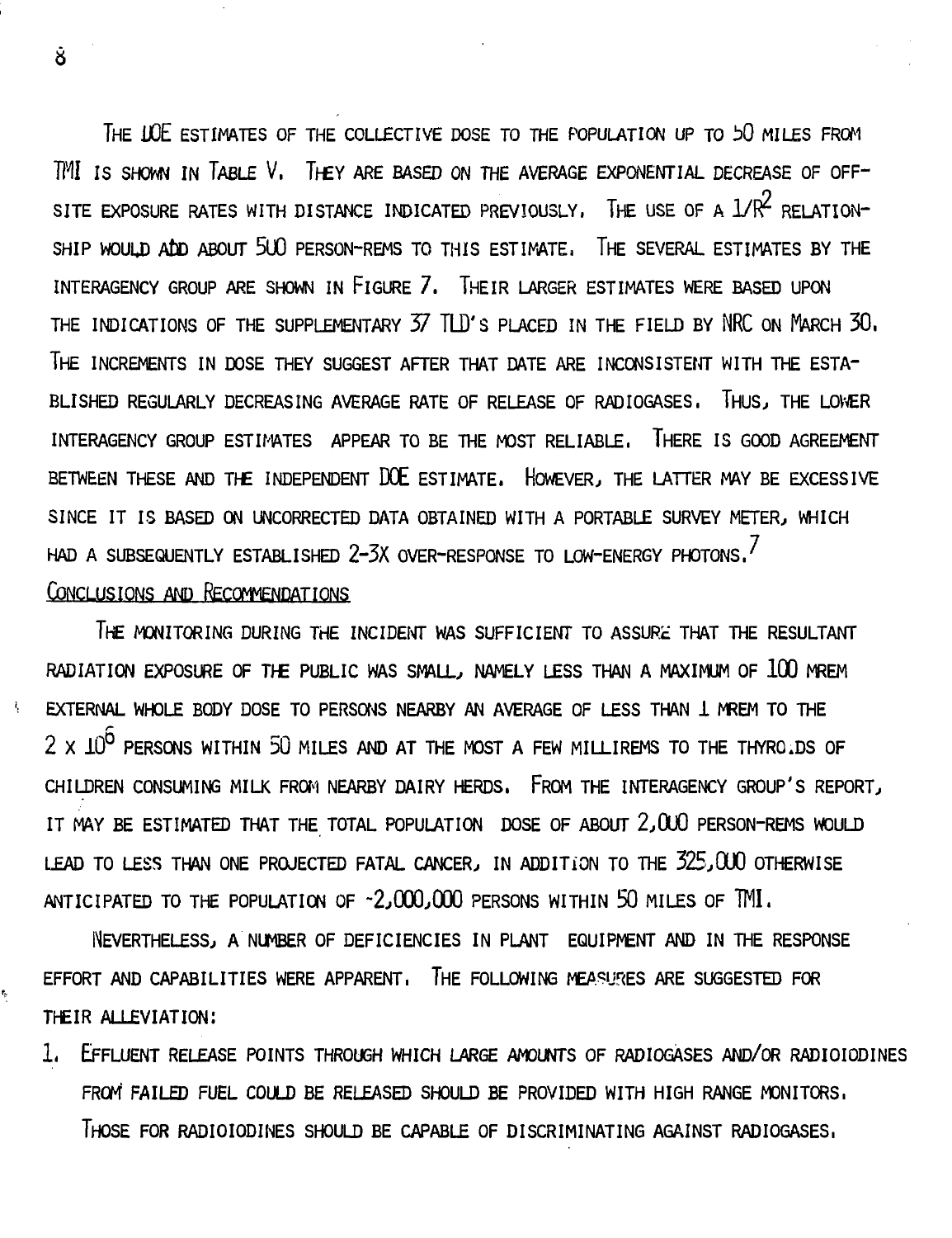THE DOE ESTIMATES OF THE COLLECTIVE DOSE TO THE POPULATION UP TO 50 MILES FROM TMI IS SHOWN IN TABLE V. THEY ARE BASED ON THE AVERAGE EXPONENTIAL DECREASE OF OFF-SITE EXPOSURE RATES WITH DISTANCE INDICATED PREVIOUSLY. THE USE OF A $1/R^2$ RELATIONSHIP WOULD ADD ABOUT 500 PERSON-REMS TO THIS ESTIMATE. THE SEVERAL ESTIMATES BY THE INTERAGENCY GROUP ARE SHOWN IN FIGURE 7. THEIR LARGER ESTIMATES WERE BASED UPON THE INDICATIONS OF THE SUPPLEMENTARY 37 TLD'S PLACED IN THE FIELD BY NRC ON MARCH 30. THE INCREMENTS IN DOSE THEY SUGGEST AFTER THAT DATE ARE INCONSISTENT WITH THE ESTABLISHED REGULARLY DECREASING AVERAGE RATE OF RELEASE OF RADIOGASES. THUS, THE LOWER INTERAGENCY GROUP ESTIMATES APPEAR TO BE THE MOST RELIABLE. THERE IS GOOD AGREEMENT BETWEEN THESE AND THE INDEPENDENT DOE ESTIMATE. HOWEVER, THE LATTER MAY BE EXCESSIVE SINCE IT IS BASED ON UNCORRECTED DATA OBTAINED WITH A PORTABLE SURVEY METER, WHICH HAD A SUBSEQUENTLY ESTABLISHED 2-3X OVER-RESPONSE TO LOW-ENERGY PHOTONS.[7]

## CONCLUSIONS AND RECOMMENDATIONS

THE MONITORING DURING THE INCIDENT WAS SUFFICIENT TO ASSURE THAT THE RESULTANT RADIATION EXPOSURE OF THE PUBLIC WAS SMALL, NAMELY LESS THAN A MAXIMUM OF 100 MREM EXTERNAL WHOLE BODY DOSE TO PERSONS NEARBY AN AVERAGE OF LESS THAN 1 MREM TO THE $2 \times 10^6$ PERSONS WITHIN 50 MILES AND AT THE MOST A FEW MILLIREMS TO THE THYROIDS OF CHILDREN CONSUMING MILK FROM NEARBY DAIRY HERDS. FROM THE INTERAGENCY GROUP'S REPORT, IT MAY BE ESTIMATED THAT THE TOTAL POPULATION DOSE OF ABOUT 2,000 PERSON-REMS WOULD LEAD TO LESS THAN ONE PROJECTED FATAL CANCER, IN ADDITION TO THE 325,000 OTHERWISE ANTICIPATED TO THE POPULATION OF ~2,000,000 PERSONS WITHIN 50 MILES OF TMI.

NEVERTHELESS, A NUMBER OF DEFICIENCIES IN PLANT EQUIPMENT AND IN THE RESPONSE EFFORT AND CAPABILITIES WERE APPARENT. THE FOLLOWING MEASURES ARE SUGGESTED FOR THEIR ALLEVIATION:

1. EFFLUENT RELEASE POINTS THROUGH WHICH LARGE AMOUNTS OF RADIOGASES AND/OR RADIOIODINES FROM FAILED FUEL COULD BE RELEASED SHOULD BE PROVIDED WITH HIGH RANGE MONITORS. THOSE FOR RADIOIODINES SHOULD BE CAPABLE OF DISCRIMINATING AGAINST RADIOGASES.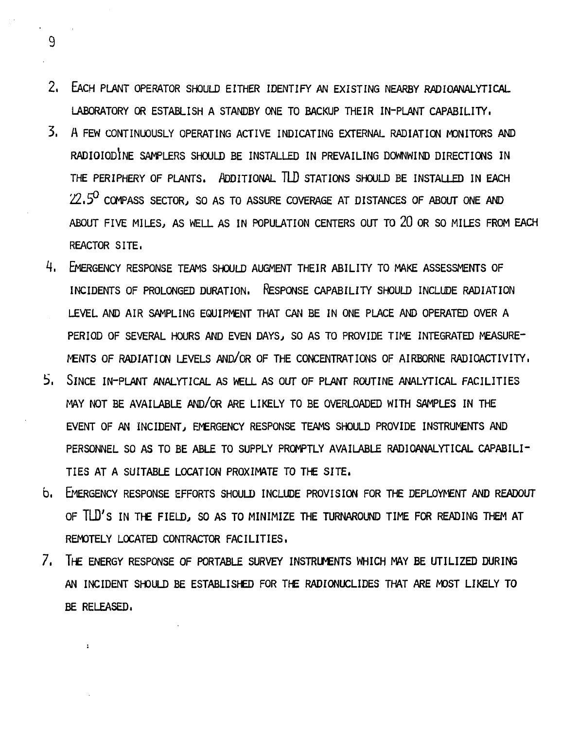2. EACH PLANT OPERATOR SHOULD EITHER IDENTIFY AN EXISTING NEARBY RADIOANALYTICAL LABORATORY OR ESTABLISH A STANDBY ONE TO BACKUP THEIR IN-PLANT CAPABILITY.
3. A FEW CONTINUOUSLY OPERATING ACTIVE INDICATING EXTERNAL RADIATION MONITORS AND RADIOIODINE SAMPLERS SHOULD BE INSTALLED IN PREVAILING DOWNWIND DIRECTIONS IN THE PERIPHERY OF PLANTS. ADDITIONAL TLD STATIONS SHOULD BE INSTALLED IN EACH $22.5^{0}$ COMPASS SECTOR, SO AS TO ASSURE COVERAGE AT DISTANCES OF ABOUT ONE AND ABOUT FIVE MILES, AS WELL AS IN POPULATION CENTERS OUT TO 20 OR SO MILES FROM EACH REACTOR SITE.
4. EMERGENCY RESPONSE TEAMS SHOULD AUGMENT THEIR ABILITY TO MAKE ASSESSMENTS OF INCIDENTS OF PROLONGED DURATION. RESPONSE CAPABILITY SHOULD INCLUDE RADIATION LEVEL AND AIR SAMPLING EQUIPMENT THAT CAN BE IN ONE PLACE AND OPERATED OVER A PERIOD OF SEVERAL HOURS AND EVEN DAYS, SO AS TO PROVIDE TIME INTEGRATED MEASUREMENTS OF RADIATION LEVELS AND/OR OF THE CONCENTRATIONS OF AIRBORNE RADIOACTIVITY.
5. SINCE IN-PLANT ANALYTICAL AS WELL AS OUT OF PLANT ROUTINE ANALYTICAL FACILITIES MAY NOT BE AVAILABLE AND/OR ARE LIKELY TO BE OVERLOADED WITH SAMPLES IN THE EVENT OF AN INCIDENT, EMERGENCY RESPONSE TEAMS SHOULD PROVIDE INSTRUMENTS AND PERSONNEL SO AS TO BE ABLE TO SUPPLY PROMPTLY AVAILABLE RADIOANALYTICAL CAPABILITIES AT A SUITABLE LOCATION PROXIMATE TO THE SITE.
6. EMERGENCY RESPONSE EFFORTS SHOULD INCLUDE PROVISION FOR THE DEPLOYMENT AND READOUT OF TLD'S IN THE FIELD, SO AS TO MINIMIZE THE TURNAROUND TIME FOR READING THEM AT REMOTELY LOCATED CONTRACTOR FACILITIES.
7. THE ENERGY RESPONSE OF PORTABLE SURVEY INSTRUMENTS WHICH MAY BE UTILIZED DURING AN INCIDENT SHOULD BE ESTABLISHED FOR THE RADIONUCLIDES THAT ARE MOST LIKELY TO BE RELEASED.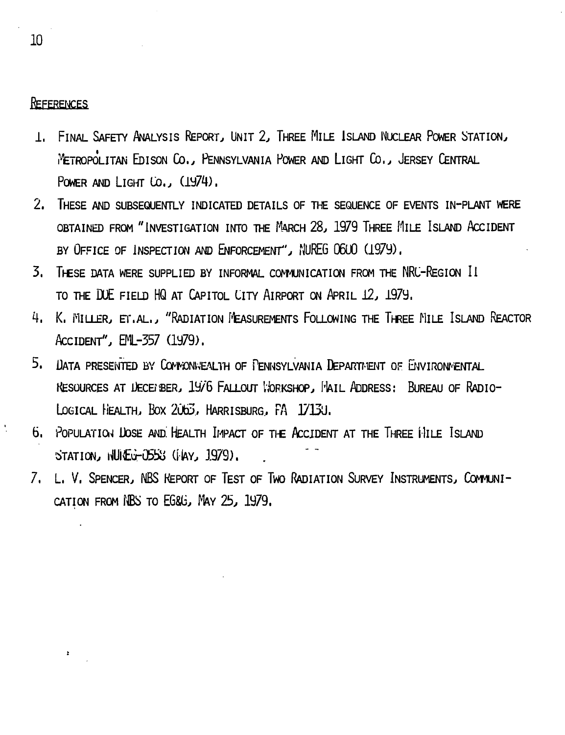## REFERENCES

1. FINAL SAFETY ANALYSIS REPORT, UNIT 2, THREE MILE ISLAND NUCLEAR POWER STATION, METROPOLITAN EDISON CO., PENNSYLVANIA POWER AND LIGHT CO., JERSEY CENTRAL POWER AND LIGHT CO., (1974).
2. THESE AND SUBSEQUENTLY INDICATED DETAILS OF THE SEQUENCE OF EVENTS IN-PLANT WERE OBTAINED FROM "INVESTIGATION INTO THE MARCH 28, 1979 THREE MILE ISLAND ACCIDENT BY OFFICE OF INSPECTION AND ENFORCEMENT", NUREG 0600 (1979).
3. THESE DATA WERE SUPPLIED BY INFORMAL COMMUNICATION FROM THE NRC-REGION II TO THE DOE FIELD HQ AT CAPITOL CITY AIRPORT ON APRIL 12, 1979.
4. K. MILLER, ET.AL., "RADIATION MEASUREMENTS FOLLOWING THE THREE MILE ISLAND REACTOR ACCIDENT", EML-357 (1979).
5. DATA PRESENTED BY COMMONWEALTH OF PENNSYLVANIA DEPARTMENT OF ENVIRONMENTAL RESOURCES AT DECEMBER, 1976 FALLOUT WORKSHOP, MAIL ADDRESS: BUREAU OF RADIOLOGICAL HEALTH, BOX 2063, HARRISBURG, PA 17120.
6. POPULATION DOSE AND HEALTH IMPACT OF THE ACCIDENT AT THE THREE MILE ISLAND STATION, NUREG-0558 (MAY, 1979).
7. L. V. SPENCER, NBS REPORT OF TEST OF TWO RADIATION SURVEY INSTRUMENTS, COMMUNICATION FROM NBS TO EG&G, MAY 25, 1979.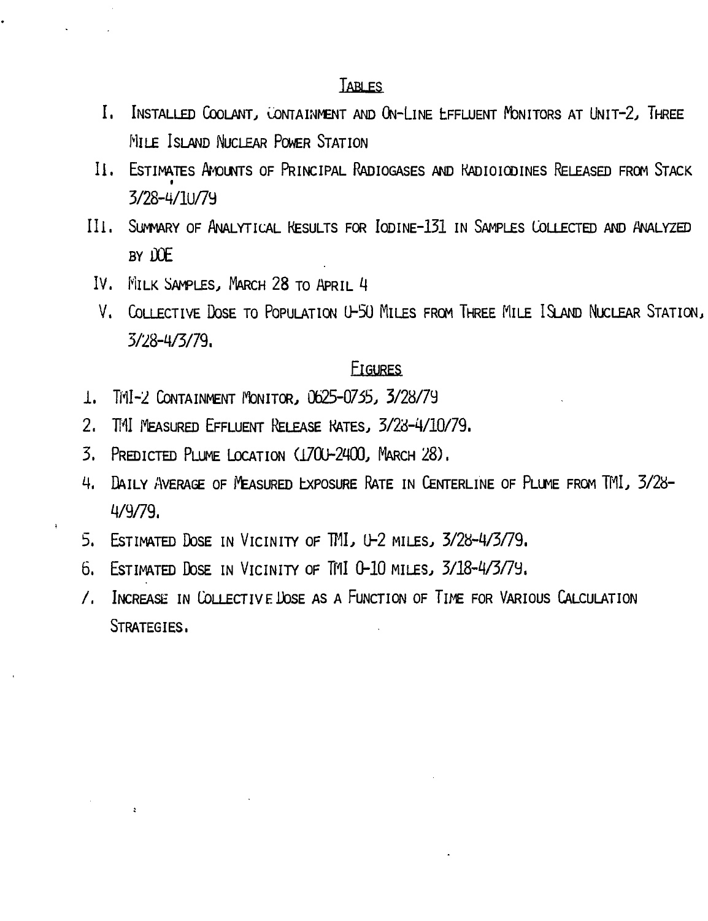## TABLES

I. INSTALLED COOLANT, CONTAINMENT AND ON-LINE EFFLUENT MONITORS AT UNIT-2, THREE MILE ISLAND NUCLEAR POWER STATION

II. ESTIMATES AMOUNTS OF PRINCIPAL RADIOGASES AND RADIOIODINES RELEASED FROM STACK 3/28-4/10/79

III. SUMMARY OF ANALYTICAL RESULTS FOR IODINE-131 IN SAMPLES COLLECTED AND ANALYZED BY DOE

IV. MILK SAMPLES, MARCH 28 TO APRIL 4

V. COLLECTIVE DOSE TO POPULATION 0-50 MILES FROM THREE MILE ISLAND NUCLEAR STATION, 3/28-4/3/79.

## FIGURES

1. TMI-2 CONTAINMENT MONITOR, 0625-0735, 3/28/79
2. TMI MEASURED EFFLUENT RELEASE RATES, 3/28-4/10/79.
3. PREDICTED PLUME LOCATION (1700-2400, MARCH 28).
4. DAILY AVERAGE OF MEASURED EXPOSURE RATE IN CENTERLINE OF PLUME FROM TMI, 3/28-4/9/79.
5. ESTIMATED DOSE IN VICINITY OF TMI, 0-2 MILES, 3/28-4/3/79.
6. ESTIMATED DOSE IN VICINITY OF TMI 0-10 MILES, 3/18-4/3/79.
7. INCREASE IN COLLECTIVE DOSE AS A FUNCTION OF TIME FOR VARIOUS CALCULATION STRATEGIES.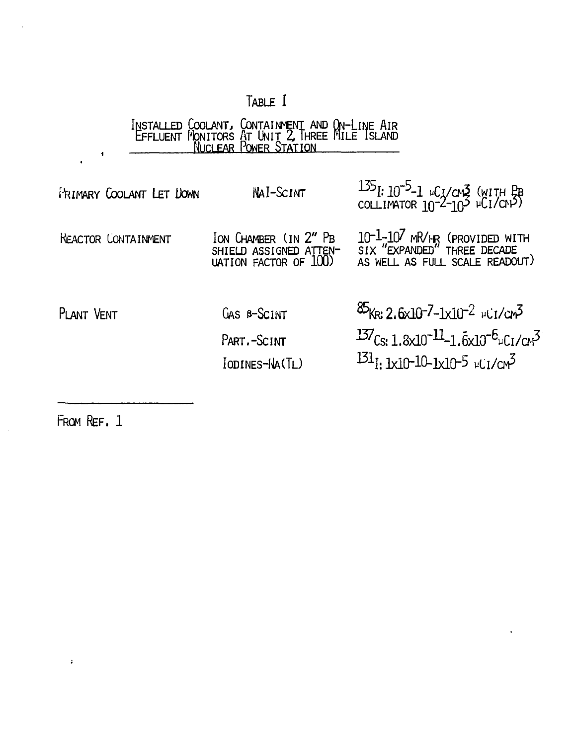TABLE I

INSTALLED COOLANT, CONTAINMENT AND ON-LINE AIR EFFLUENT MONITORS AT UNIT 2, THREE MILE ISLAND NUCLEAR POWER STATION

| | | |
|---|---|---|
| PRIMARY COOLANT LET DOWN | NAI-SCINT | $^{135}$I: $10^{-5}$-1 μCI/CM$^3$ (WITH PB COLLIMATOR $10^{-2}$-$10^{3}$ μCI/CM$^3$) |
| REACTOR CONTAINMENT | ION CHAMBER (IN 2" PB SHIELD ASSIGNED ATTENUATION FACTOR OF 100) | $10^{-1}$-$10^{7}$ MR/HR (PROVIDED WITH SIX "EXPANDED" THREE DECADE AS WELL AS FULL SCALE READOUT) |
| PLANT VENT | GAS β-SCINT | $^{85}$KR: $2.6\times10^{-7}$-$1\times10^{-2}$ μCI/CM$^3$ |
| | PART.-SCINT | $^{137}$CS: $1.8\times10^{-11}$-$1.6\times10^{-6}$ μCI/CM$^3$ |
| | IODINES-NA(TL) | $^{131}$I: $1\times10^{-10}$-$1\times10^{-5}$ μCI/CM$^3$ |

FROM REF. 1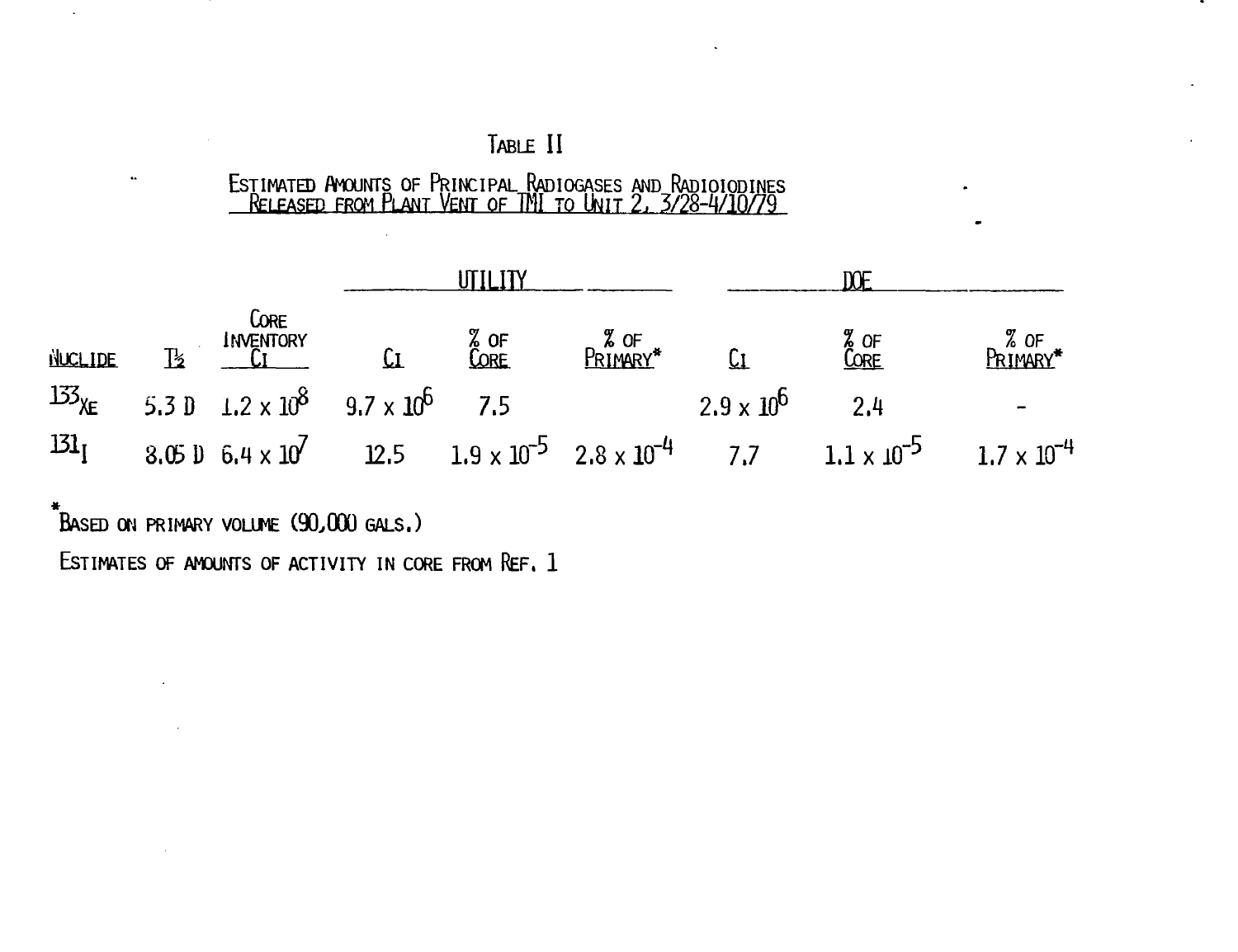# TABLE II

## ESTIMATED AMOUNTS OF PRINCIPAL RADIOGASES AND RADIOIODINES RELEASED FROM PLANT VENT OF TMI TO UNIT 2, 3/28-4/10/79

| | | | UTILITY | | | DOE | | |
|---|---|---|---|---|---|---|---|---|
| NUCLIDE | $T_{1/2}$ | CORE INVENTORY CI | CI | % OF CORE | % OF PRIMARY* | CI | % OF CORE | % OF PRIMARY* |
| $^{133}Xe$ | 5.3 D | $1.2 \times 10^{8}$ | $9.7 \times 10^{6}$ | 7.5 | | $2.9 \times 10^{6}$ | 2.4 | - |
| $^{131}I$ | 8.05 D | $6.4 \times 10^{7}$ | 12.5 | $1.9 \times 10^{-5}$ | $2.8 \times 10^{-4}$ | 7.7 | $1.1 \times 10^{-5}$ | $1.7 \times 10^{-4}$ |

*BASED ON PRIMARY VOLUME (90,000 GALS.)

ESTIMATES OF AMOUNTS OF ACTIVITY IN CORE FROM REF. 1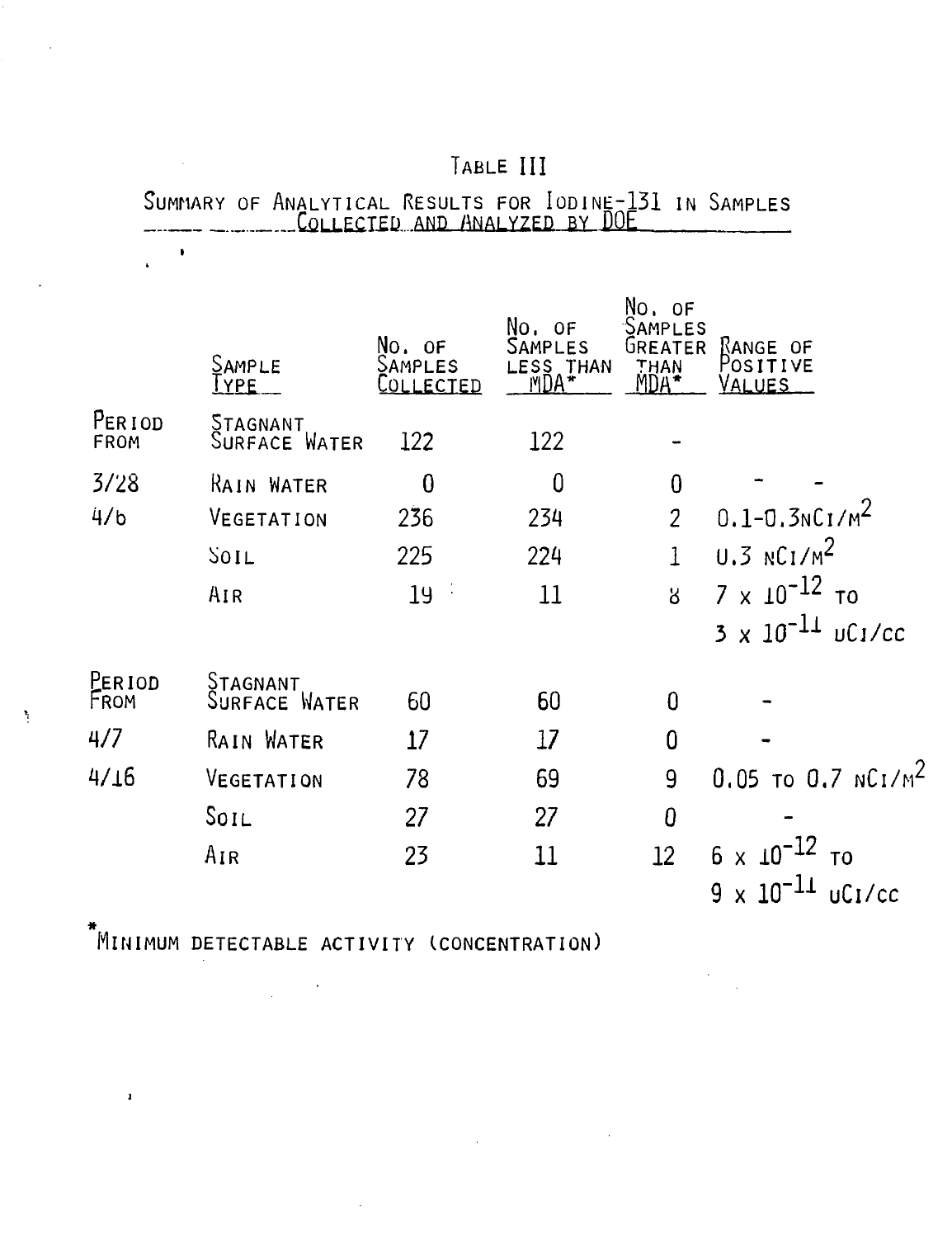# TABLE III

## SUMMARY OF ANALYTICAL RESULTS FOR IODINE-131 IN SAMPLES COLLECTED AND ANALYZED BY DOE

| | SAMPLE TYPE | NO. OF SAMPLES COLLECTED | NO. OF SAMPLES LESS THAN MDA* | NO. OF SAMPLES GREATER THAN MDA* | RANGE OF POSITIVE VALUES |
|---|---|---|---|---|---|
| PERIOD FROM | STAGNANT SURFACE WATER | 122 | 122 | - | |
| 3/28 | RAIN WATER | 0 | 0 | 0 | - - |
| 4/6 | VEGETATION | 236 | 234 | 2 | 0.1-0.3 $nCi/m^2$ |
| | SOIL | 225 | 224 | 1 | 0.3 $nCi/m^2$ |
| | AIR | 19 | 11 | 8 | $7 \times 10^{-12}$ TO $3 \times 10^{-11}$ uCi/cc |
| PERIOD FROM | STAGNANT SURFACE WATER | 60 | 60 | 0 | - |
| 4/7 | RAIN WATER | 17 | 17 | 0 | - |
| 4/16 | VEGETATION | 78 | 69 | 9 | 0.05 TO 0.7 $nCi/m^2$ |
| | SOIL | 27 | 27 | 0 | - |
| | AIR | 23 | 11 | 12 | $6 \times 10^{-12}$ TO $9 \times 10^{-11}$ uCi/cc |

*MINIMUM DETECTABLE ACTIVITY (CONCENTRATION)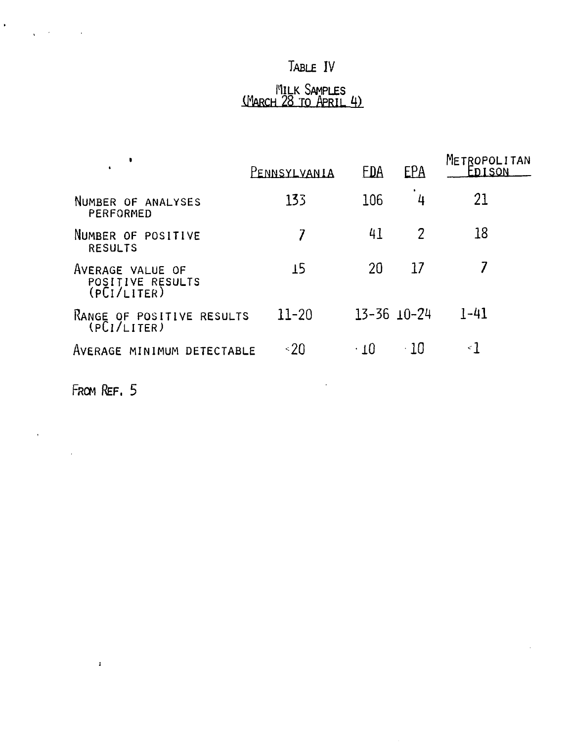# TABLE IV

## MILK SAMPLES (MARCH 28 TO APRIL 4)

| | PENNSYLVANIA | FDA | EPA | METROPOLITAN EDISON |
|---|---|---|---|---|
| NUMBER OF ANALYSES PERFORMED | 133 | 106 | 4 | 21 |
| NUMBER OF POSITIVE RESULTS | 7 | 41 | 2 | 18 |
| AVERAGE VALUE OF POSITIVE RESULTS (PCI/LITER) | 15 | 20 | 17 | 7 |
| RANGE OF POSITIVE RESULTS (PCI/LITER) | 11-20 | 13-36 | 10-24 | 1-41 |
| AVERAGE MINIMUM DETECTABLE | <20 | <10 | <10 | <1 |

FROM REF. 5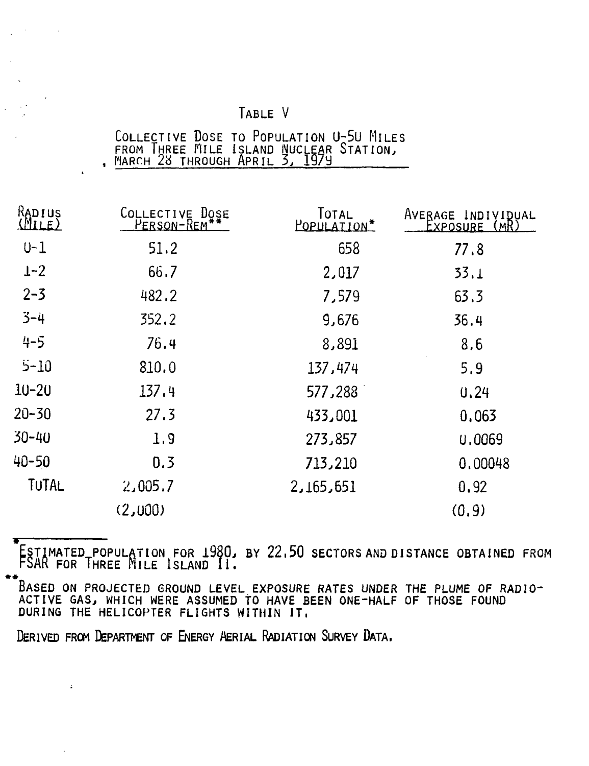# TABLE V

## COLLECTIVE DOSE TO POPULATION 0-50 MILES FROM THREE MILE ISLAND NUCLEAR STATION, MARCH 28 THROUGH APRIL 3, 1979

| RADIUS (MILE) | COLLECTIVE DOSE PERSON-REM** | TOTAL POPULATION* | AVERAGE INDIVIDUAL EXPOSURE (MR) |
|---|---|---|---|
| 0-1 | 51.2 | 658 | 77.8 |
| 1-2 | 66.7 | 2,017 | 33.1 |
| 2-3 | 482.2 | 7,579 | 63.3 |
| 3-4 | 352.2 | 9,676 | 36.4 |
| 4-5 | 76.4 | 8,891 | 8.6 |
| 5-10 | 810.0 | 137,474 | 5.9 |
| 10-20 | 137.4 | 577,288 | 0.24 |
| 20-30 | 27.3 | 433,001 | 0.063 |
| 30-40 | 1.9 | 273,857 | 0.0069 |
| 40-50 | 0.3 | 713,210 | 0.00048 |
| TOTAL | 2,005.7 | 2,165,651 | 0.92 |
| | (2,000) | | (0.9) |

\* ESTIMATED POPULATION FOR 1980, BY 22.50 SECTORS AND DISTANCE OBTAINED FROM FSAR FOR THREE MILE ISLAND II.

\*\* BASED ON PROJECTED GROUND LEVEL EXPOSURE RATES UNDER THE PLUME OF RADIOACTIVE GAS, WHICH WERE ASSUMED TO HAVE BEEN ONE-HALF OF THOSE FOUND DURING THE HELICOPTER FLIGHTS WITHIN IT.

DERIVED FROM DEPARTMENT OF ENERGY AERIAL RADIATION SURVEY DATA.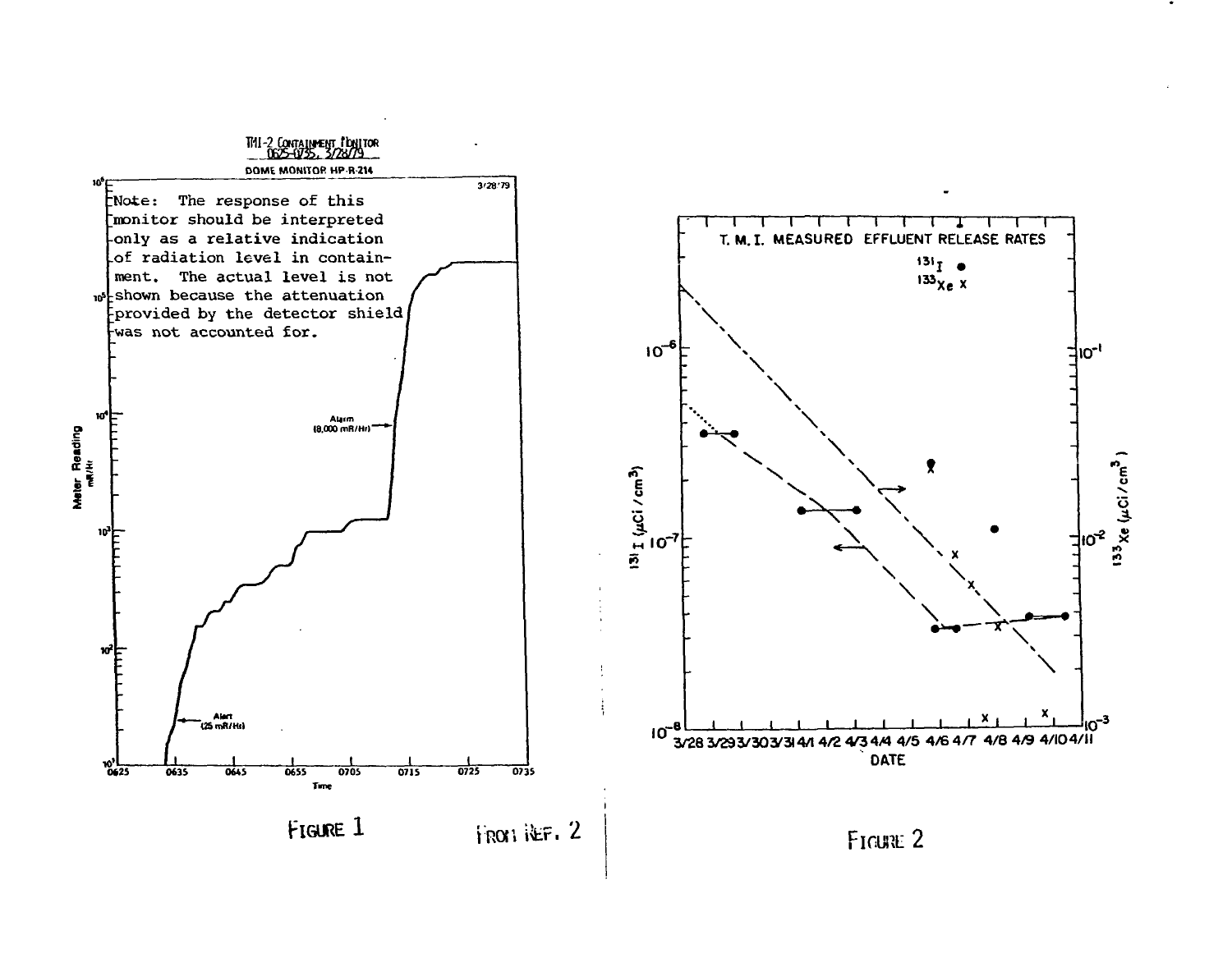TMI-2 Containment Monitor
0625-0735, 3/28/79

DOME MONITOR HP-R-214

3/28'79

Note: The response of this monitor should be interpreted only as a relative indication of radiation level in containment. The actual level is not shown because the attenuation provided by the detector shield was not accounted for.

Alarm (8,000 mR/Hr)

Alert (25 mR/Hr)

Meter Reading mR/Hr

Time

FIGURE 1

FROM REF. 2

T. M. I. MEASURED EFFLUENT RELEASE RATES

$^{131}I$ ●

$^{133}Xe$ X

$^{131}I$ ($\mu Ci/cm^3$)

$^{133}Xe$ ($\mu Ci/cm^3$)

DATE

FIGURE 2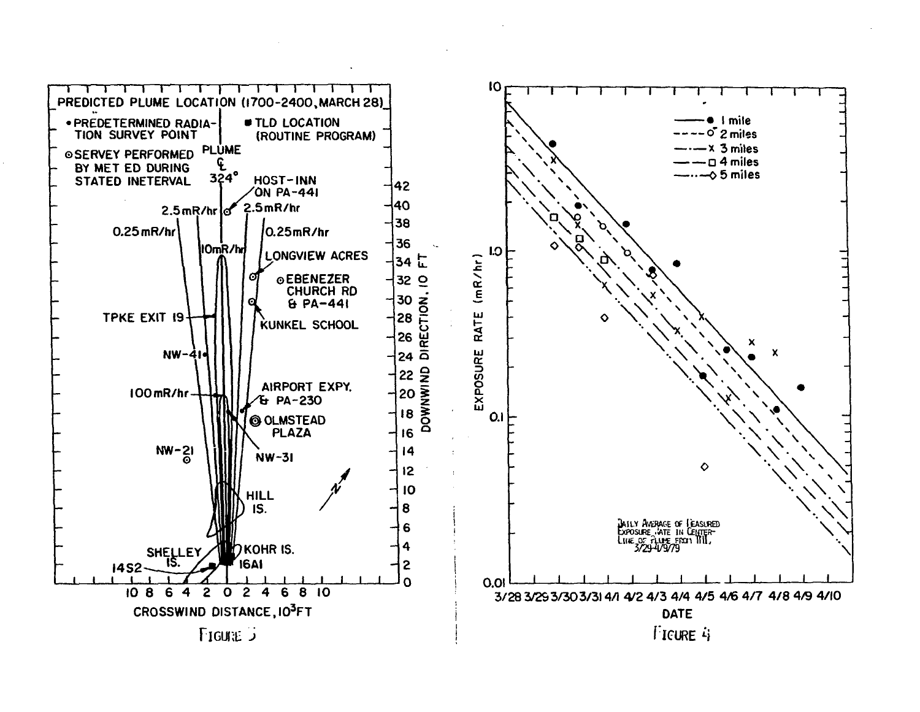PREDICTED PLUME LOCATION (1700-2400, MARCH 28)

- • PREDETERMINED RADIATION SURVEY POINT
- ■ TLD LOCATION (ROUTINE PROGRAM)
- ⊙ SERVEY PERFORMED BY MET ED DURING STATED INETERVAL

PLUME ℄ 324°

HOST-INN ON PA-441

2.5 mR/hr 2.5 mR/hr

0.25 mR/hr 0.25 mR/hr

10 mR/hr

LONGVIEW ACRES

EBENEZER CHURCH RD & PA-441

KUNKEL SCHOOL

TPKE EXIT 19

NW-41

100 mR/hr

AIRPORT EXPY. & PA-230

OLMSTEAD PLAZA

NW-21

NW-31

HILL IS.

SHELLEY IS.

KOHR IS.

14S2

16A1

N

CROSSWIND DISTANCE, $10^3$ FT

DOWNWIND DIRECTION, $10^3$ FT

FIGURE 3

EXPOSURE RATE (mR/hr)

DATE

- ● 1 mile
- ○ 2 miles
- x 3 miles
- □ 4 miles
- ◇ 5 miles

DAILY AVERAGE OF MEASURED EXPOSURE RATE IN CENTER-LINE OF PLUME FROM TMI, 3/29-4/9/79

FIGURE 4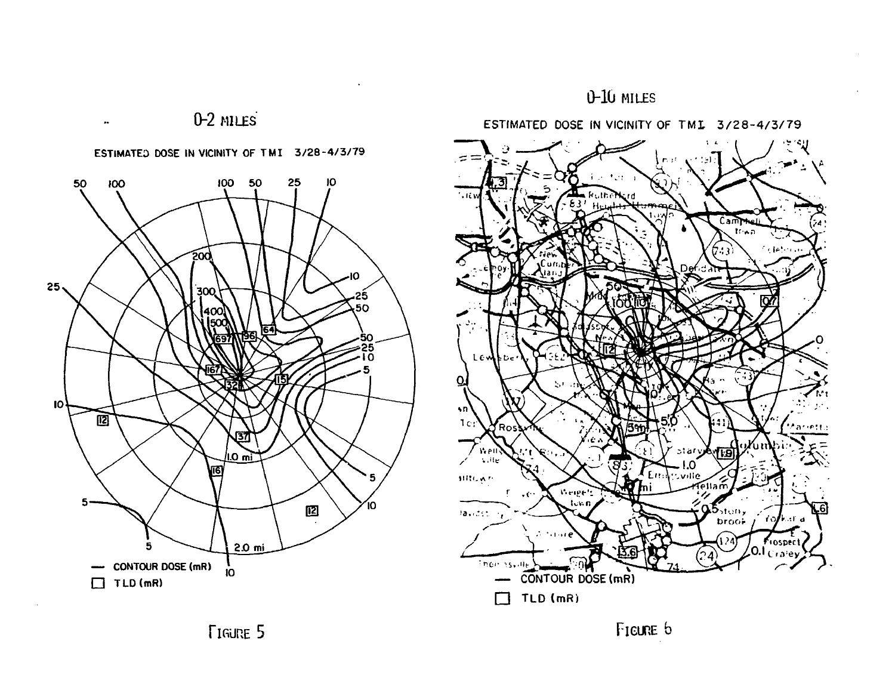0-2 MILES

ESTIMATED DOSE IN VICINITY OF TMI 3/28-4/3/79

— CONTOUR DOSE (mR)

☐ TLD (mR)

FIGURE 5

0-10 MILES

ESTIMATED DOSE IN VICINITY OF TMI 3/28-4/3/79

— CONTOUR DOSE (mR)

☐ TLD (mR)

FIGURE 6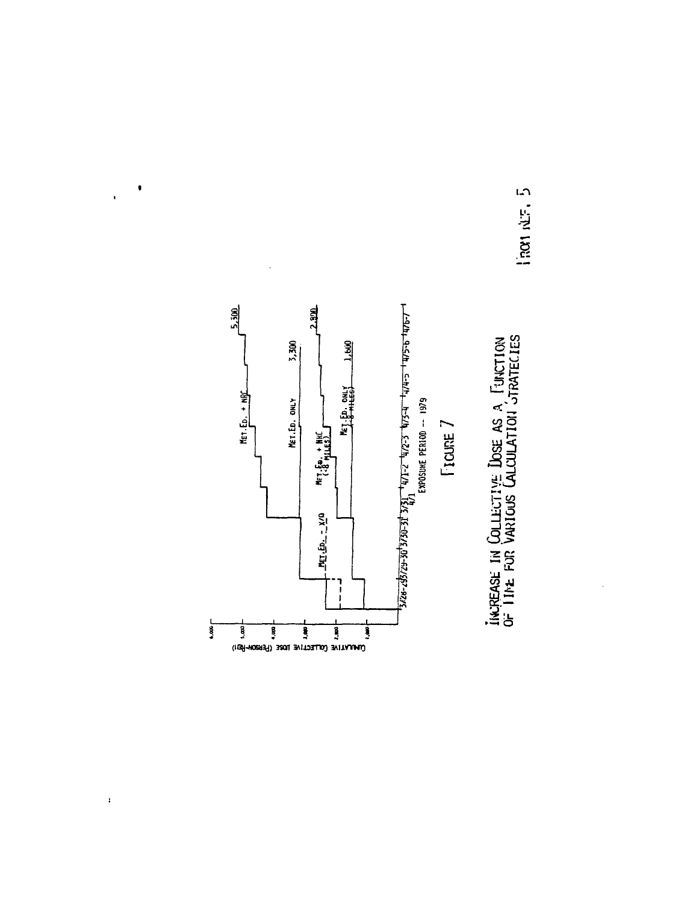CUMULATIVE COLLECTIVE DOSE (PERSON-REM)

6,000
5,000
4,000
3,000
2,000
1,000

MET.ED. + NRC
5,300

MET.ED. ONLY
3,300

MET.ED. + NRC (<8 MILES)
2,800

MET.ED. ONLY (<8 MILES)
1,600

MET.ED. - X/Q

3/28-29 3/29-30 3/30-31 3/31-4/1 4/1-2 4/2-3 4/3-4 4/4-5 4/5-6 4/6-7

EXPOSURE PERIOD -- 1979

FIGURE 7

INCREASE IN COLLECTIVE DOSE AS A FUNCTION OF TIME FOR VARIOUS CALCULATION STRATEGIES

FROM REF. 5